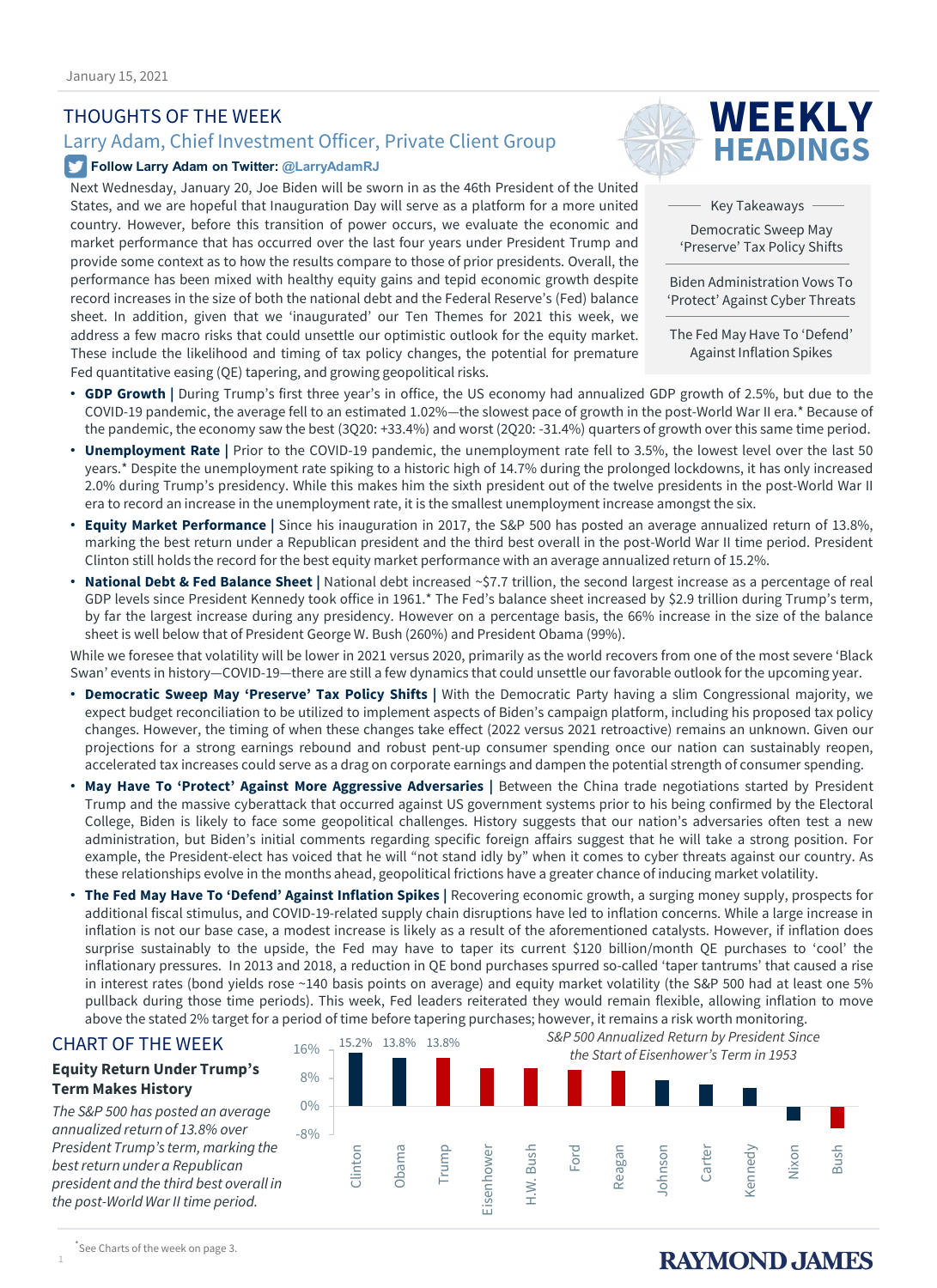January 15, 2021

# THOUGHTS OF THE WEEK

## Larry Adam, Chief Investment Officer, Private Client Group

**Follow Larry Adam on Twitter: @LarryAdamRJ**

# WEEKLY HEADINGS

**Key Takeaways**

- Democratic Sweep May 'Preserve' Tax Policy Shifts
- Biden Administration Vows To 'Protect' Against Cyber Threats
- The Fed May Have To 'Defend' Against Inflation Spikes

Next Wednesday, January 20, Joe Biden will be sworn in as the 46th President of the United States, and we are hopeful that Inauguration Day will serve as a platform for a more united country. However, before this transition of power occurs, we evaluate the economic and market performance that has occurred over the last four years under President Trump and provide some context as to how the results compare to those of prior presidents. Overall, the performance has been mixed with healthy equity gains and tepid economic growth despite record increases in the size of both the national debt and the Federal Reserve's (Fed) balance sheet. In addition, given that we 'inaugurated' our Ten Themes for 2021 this week, we address a few macro risks that could unsettle our optimistic outlook for the equity market. These include the likelihood and timing of tax policy changes, the potential for premature Fed quantitative easing (QE) tapering, and growing geopolitical risks.

- **GDP Growth |** During Trump's first three year's in office, the US economy had annualized GDP growth of 2.5%, but due to the COVID-19 pandemic, the average fell to an estimated 1.02%—the slowest pace of growth in the post-World War II era.* Because of the pandemic, the economy saw the best (3Q20: +33.4%) and worst (2Q20: -31.4%) quarters of growth over this same time period.
- **Unemployment Rate |** Prior to the COVID-19 pandemic, the unemployment rate fell to 3.5%, the lowest level over the last 50 years.* Despite the unemployment rate spiking to a historic high of 14.7% during the prolonged lockdowns, it has only increased 2.0% during Trump's presidency. While this makes him the sixth president out of the twelve presidents in the post-World War II era to record an increase in the unemployment rate, it is the smallest unemployment increase amongst the six.
- **Equity Market Performance |** Since his inauguration in 2017, the S&P 500 has posted an average annualized return of 13.8%, marking the best return under a Republican president and the third best overall in the post-World War II time period. President Clinton still holds the record for the best equity market performance with an average annualized return of 15.2%.
- **National Debt & Fed Balance Sheet |** National debt increased ~$7.7 trillion, the second largest increase as a percentage of real GDP levels since President Kennedy took office in 1961.* The Fed's balance sheet increased by $2.9 trillion during Trump's term, by far the largest increase during any presidency. However on a percentage basis, the 66% increase in the size of the balance sheet is well below that of President George W. Bush (260%) and President Obama (99%).

While we foresee that volatility will be lower in 2021 versus 2020, primarily as the world recovers from one of the most severe 'Black Swan' events in history—COVID-19—there are still a few dynamics that could unsettle our favorable outlook for the upcoming year.

- **Democratic Sweep May 'Preserve' Tax Policy Shifts |** With the Democratic Party having a slim Congressional majority, we expect budget reconciliation to be utilized to implement aspects of Biden's campaign platform, including his proposed tax policy changes. However, the timing of when these changes take effect (2022 versus 2021 retroactive) remains an unknown. Given our projections for a strong earnings rebound and robust pent-up consumer spending once our nation can sustainably reopen, accelerated tax increases could serve as a drag on corporate earnings and dampen the potential strength of consumer spending.
- **May Have To 'Protect' Against More Aggressive Adversaries |** Between the China trade negotiations started by President Trump and the massive cyberattack that occurred against US government systems prior to his being confirmed by the Electoral College, Biden is likely to face some geopolitical challenges. History suggests that our nation's adversaries often test a new administration, but Biden's initial comments regarding specific foreign affairs suggest that he will take a strong position. For example, the President-elect has voiced that he will "not stand idly by" when it comes to cyber threats against our country. As these relationships evolve in the months ahead, geopolitical frictions have a greater chance of inducing market volatility.
- **The Fed May Have To 'Defend' Against Inflation Spikes |** Recovering economic growth, a surging money supply, prospects for additional fiscal stimulus, and COVID-19-related supply chain disruptions have led to inflation concerns. While a large increase in inflation is not our base case, a modest increase is likely as a result of the aforementioned catalysts. However, if inflation does surprise sustainably to the upside, the Fed may have to taper its current $120 billion/month QE purchases to 'cool' the inflationary pressures. In 2013 and 2018, a reduction in QE bond purchases spurred so-called 'taper tantrums' that caused a rise in interest rates (bond yields rose ~140 basis points on average) and equity market volatility (the S&P 500 had at least one 5% pullback during those time periods). This week, Fed leaders reiterated they would remain flexible, allowing inflation to move above the stated 2% target for a period of time before tapering purchases; however, it remains a risk worth monitoring.

# CHART OF THE WEEK

### Equity Return Under Trump's Term Makes History

*The S&P 500 has posted an average annualized return of 13.8% over President Trump's term, marking the best return under a Republican president and the third best overall in the post-World War II time period.*

*S&P 500 Annualized Return by President Since the Start of Eisenhower's Term in 1953*

Presidents shown (left to right): Clinton (15.2%), Obama (13.8%), Trump (13.8%), Eisenhower, H.W. Bush, Ford, Reagan, Johnson, Carter, Kennedy, Nixon, Bush

*See Charts of the week on page 3.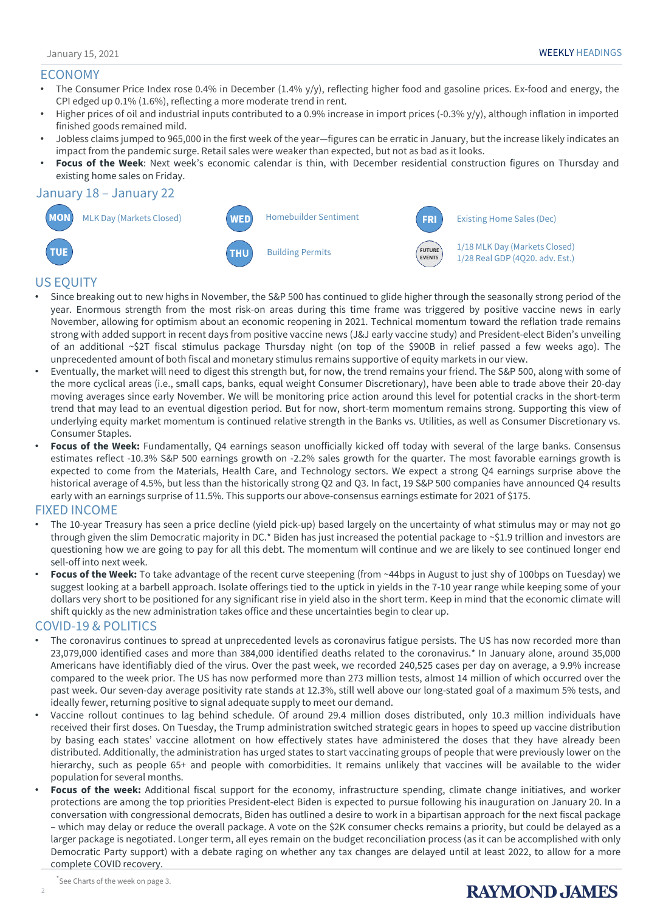January 15, 2021

## ECONOMY

- The Consumer Price Index rose 0.4% in December (1.4% y/y), reflecting higher food and gasoline prices. Ex-food and energy, the CPI edged up 0.1% (1.6%), reflecting a more moderate trend in rent.
- Higher prices of oil and industrial inputs contributed to a 0.9% increase in import prices (-0.3% y/y), although inflation in imported finished goods remained mild.
- Jobless claims jumped to 965,000 in the first week of the year—figures can be erratic in January, but the increase likely indicates an impact from the pandemic surge. Retail sales were weaker than expected, but not as bad as it looks.
- **Focus of the Week**: Next week's economic calendar is thin, with December residential construction figures on Thursday and existing home sales on Friday.

## January 18 – January 22

| Day | Event |
|---|---|
| MON | MLK Day (Markets Closed) |
| TUE | |
| WED | Homebuilder Sentiment |
| THU | Building Permits |
| FRI | Existing Home Sales (Dec) |
| FUTURE EVENTS | 1/18 MLK Day (Markets Closed)<br>1/28 Real GDP (4Q20. adv. Est.) |

## US EQUITY

- Since breaking out to new highs in November, the S&P 500 has continued to glide higher through the seasonally strong period of the year. Enormous strength from the most risk-on areas during this time frame was triggered by positive vaccine news in early November, allowing for optimism about an economic reopening in 2021. Technical momentum toward the reflation trade remains strong with added support in recent days from positive vaccine news (J&J early vaccine study) and President-elect Biden's unveiling of an additional ~$2T fiscal stimulus package Thursday night (on top of the $900B in relief passed a few weeks ago). The unprecedented amount of both fiscal and monetary stimulus remains supportive of equity markets in our view.
- Eventually, the market will need to digest this strength but, for now, the trend remains your friend. The S&P 500, along with some of the more cyclical areas (i.e., small caps, banks, equal weight Consumer Discretionary), have been able to trade above their 20-day moving averages since early November. We will be monitoring price action around this level for potential cracks in the short-term trend that may lead to an eventual digestion period. But for now, short-term momentum remains strong. Supporting this view of underlying equity market momentum is continued relative strength in the Banks vs. Utilities, as well as Consumer Discretionary vs. Consumer Staples.
- **Focus of the Week:** Fundamentally, Q4 earnings season unofficially kicked off today with several of the large banks. Consensus estimates reflect -10.3% S&P 500 earnings growth on -2.2% sales growth for the quarter. The most favorable earnings growth is expected to come from the Materials, Health Care, and Technology sectors. We expect a strong Q4 earnings surprise above the historical average of 4.5%, but less than the historically strong Q2 and Q3. In fact, 19 S&P 500 companies have announced Q4 results early with an earnings surprise of 11.5%. This supports our above-consensus earnings estimate for 2021 of $175.

## FIXED INCOME

- The 10-year Treasury has seen a price decline (yield pick-up) based largely on the uncertainty of what stimulus may or may not go through given the slim Democratic majority in DC.* Biden has just increased the potential package to ~$1.9 trillion and investors are questioning how we are going to pay for all this debt. The momentum will continue and we are likely to see continued longer end sell-off into next week.
- **Focus of the Week:** To take advantage of the recent curve steepening (from ~44bps in August to just shy of 100bps on Tuesday) we suggest looking at a barbell approach. Isolate offerings tied to the uptick in yields in the 7-10 year range while keeping some of your dollars very short to be positioned for any significant rise in yield also in the short term. Keep in mind that the economic climate will shift quickly as the new administration takes office and these uncertainties begin to clear up.

## COVID-19 & POLITICS

- The coronavirus continues to spread at unprecedented levels as coronavirus fatigue persists. The US has now recorded more than 23,079,000 identified cases and more than 384,000 identified deaths related to the coronavirus.* In January alone, around 35,000 Americans have identifiably died of the virus. Over the past week, we recorded 240,525 cases per day on average, a 9.9% increase compared to the week prior. The US has now performed more than 273 million tests, almost 14 million of which occurred over the past week. Our seven-day average positivity rate stands at 12.3%, still well above our long-stated goal of a maximum 5% tests, and ideally fewer, returning positive to signal adequate supply to meet our demand.
- Vaccine rollout continues to lag behind schedule. Of around 29.4 million doses distributed, only 10.3 million individuals have received their first doses. On Tuesday, the Trump administration switched strategic gears in hopes to speed up vaccine distribution by basing each states' vaccine allotment on how effectively states have administered the doses that they have already been distributed. Additionally, the administration has urged states to start vaccinating groups of people that were previously lower on the hierarchy, such as people 65+ and people with comorbidities. It remains unlikely that vaccines will be available to the wider population for several months.
- **Focus of the week:** Additional fiscal support for the economy, infrastructure spending, climate change initiatives, and worker protections are among the top priorities President-elect Biden is expected to pursue following his inauguration on January 20. In a conversation with congressional democrats, Biden has outlined a desire to work in a bipartisan approach for the next fiscal package – which may delay or reduce the overall package. A vote on the $2K consumer checks remains a priority, but could be delayed as a larger package is negotiated. Longer term, all eyes remain on the budget reconciliation process (as it can be accomplished with only Democratic Party support) with a debate raging on whether any tax changes are delayed until at least 2022, to allow for a more complete COVID recovery.

*See Charts of the week on page 3.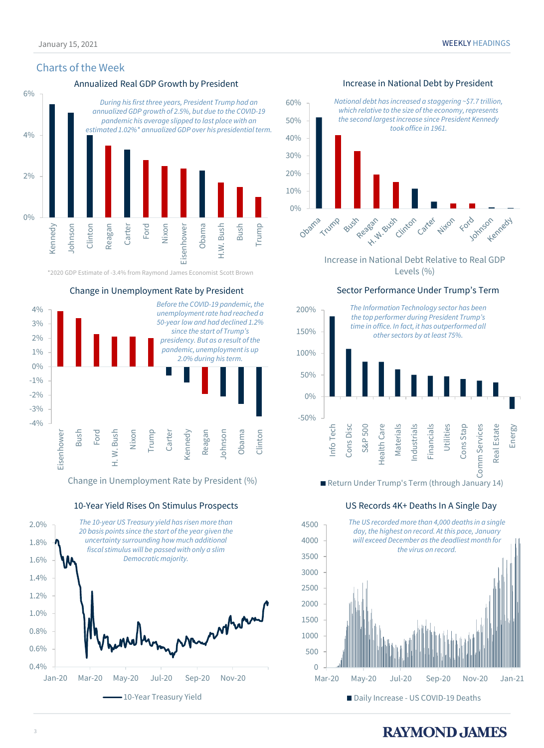## Charts of the Week

### Annualized Real GDP Growth by President

*During his first three years, President Trump had an annualized GDP growth of 2.5%, but due to the COVID-19 pandemic his average slipped to last place with an estimated 1.02%* annualized GDP over his presidential term.*

Kennedy, Johnson, Clinton, Reagan, Carter, Ford, Nixon, Eisenhower, Obama, H.W. Bush, Bush, Trump

*2020 GDP Estimate of -3.4% from Raymond James Economist Scott Brown

### Increase in National Debt by President

*National debt has increased a staggering ~$7.7 trillion, which relative to the size of the economy, represents the second largest increase since President Kennedy took office in 1961.*

Obama, Trump, Bush, Reagan, H. W. Bush, Clinton, Carter, Nixon, Ford, Johnson, Kennedy

Increase in National Debt Relative to Real GDP Levels (%)

### Change in Unemployment Rate by President

*Before the COVID-19 pandemic, the unemployment rate had reached a 50-year low and had declined 1.2% since the start of Trump's presidency. But as a result of the pandemic, unemployment is up 2.0% during his term.*

Eisenhower, Bush, Ford, H. W. Bush, Nixon, Trump, Carter, Kennedy, Reagan, Johnson, Obama, Clinton

Change in Unemployment Rate by President (%)

### Sector Performance Under Trump's Term

*The Information Technology sector has been the top performer during President Trump's time in office. In fact, it has outperformed all other sectors by at least 75%.*

Info Tech, Cons Disc, S&P 500, Health Care, Materials, Industrials, Financials, Utilities, Cons Stap, Comm Services, Real Estate, Energy

Return Under Trump's Term (through January 14)

### 10-Year Yield Rises On Stimulus Prospects

*The 10-year US Treasury yield has risen more than 20 basis points since the start of the year given the uncertainty surrounding how much additional fiscal stimulus will be passed with only a slim Democratic majority.*

10-Year Treasury Yield

### US Records 4K+ Deaths In A Single Day

*The US recorded more than 4,000 deaths in a single day, the highest on record. At this pace, January will exceed December as the deadliest month for the virus on record.*

Daily Increase - US COVID-19 Deaths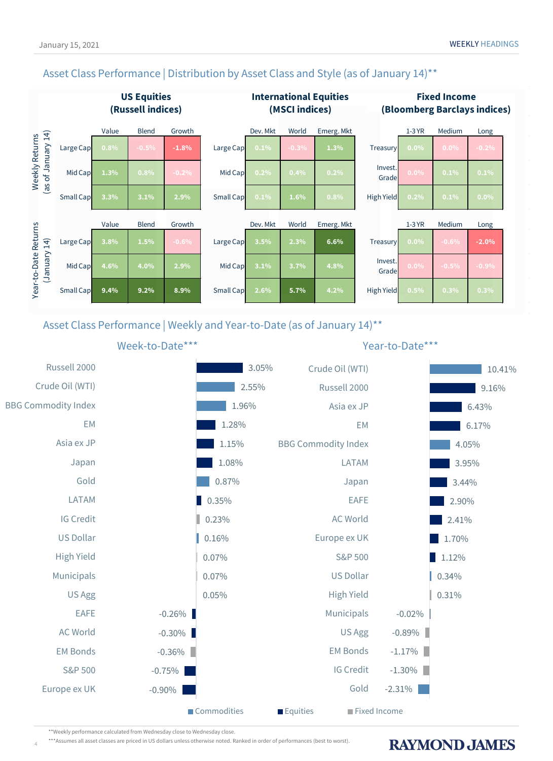## Asset Class Performance | Distribution by Asset Class and Style (as of January 14)**

### Weekly Returns (as of January 14)

**US Equities (Russell indices)**

| | Value | Blend | Growth |
|---|---|---|---|
| Large Cap | 0.8% | -0.5% | -1.8% |
| Mid Cap | 1.3% | 0.8% | -0.2% |
| Small Cap | 3.3% | 3.1% | 2.9% |

**International Equities (MSCI indices)**

| | Dev. Mkt | World | Emerg. Mkt |
|---|---|---|---|
| Large Cap | 0.1% | -0.3% | 1.3% |
| Mid Cap | 0.2% | 0.4% | 0.2% |
| Small Cap | 0.1% | 1.6% | 0.8% |

**Fixed Income (Bloomberg Barclays indices)**

| | 1-3 YR | Medium | Long |
|---|---|---|---|
| Treasury | 0.0% | 0.0% | -0.2% |
| Invest. Grade | 0.0% | 0.1% | 0.1% |
| High Yield | 0.2% | 0.1% | 0.0% |

### Year-to-Date Returns (January 14)

**US Equities (Russell indices)**

| | Value | Blend | Growth |
|---|---|---|---|
| Large Cap | 3.8% | 1.5% | -0.6% |
| Mid Cap | 4.6% | 4.0% | 2.9% |
| Small Cap | 9.4% | 9.2% | 8.9% |

**International Equities (MSCI indices)**

| | Dev. Mkt | World | Emerg. Mkt |
|---|---|---|---|
| Large Cap | 3.5% | 2.3% | 6.6% |
| Mid Cap | 3.1% | 3.7% | 4.8% |
| Small Cap | 2.6% | 5.7% | 4.2% |

**Fixed Income (Bloomberg Barclays indices)**

| | 1-3 YR | Medium | Long |
|---|---|---|---|
| Treasury | 0.0% | -0.6% | -2.0% |
| Invest. Grade | 0.0% | -0.5% | -0.9% |
| High Yield | 0.5% | 0.3% | 0.3% |

## Asset Class Performance | Weekly and Year-to-Date (as of January 14)**

### Week-to-Date***

| Asset | Return |
|---|---|
| Russell 2000 | 3.05% |
| Crude Oil (WTI) | 2.55% |
| BBG Commodity Index | 1.96% |
| EM | 1.28% |
| Asia ex JP | 1.15% |
| Japan | 1.08% |
| Gold | 0.87% |
| LATAM | 0.35% |
| IG Credit | 0.23% |
| US Dollar | 0.16% |
| High Yield | 0.07% |
| Municipals | 0.07% |
| US Agg | 0.05% |
| EAFE | -0.26% |
| AC World | -0.30% |
| EM Bonds | -0.36% |
| S&P 500 | -0.75% |
| Europe ex UK | -0.90% |

### Year-to-Date***

| Asset | Return |
|---|---|
| Crude Oil (WTI) | 10.41% |
| Russell 2000 | 9.16% |
| Asia ex JP | 6.43% |
| EM | 6.17% |
| BBG Commodity Index | 4.05% |
| LATAM | 3.95% |
| Japan | 3.44% |
| EAFE | 2.90% |
| AC World | 2.41% |
| Europe ex UK | 1.70% |
| S&P 500 | 1.12% |
| US Dollar | 0.34% |
| High Yield | 0.31% |
| Municipals | -0.02% |
| US Agg | -0.89% |
| EM Bonds | -1.17% |
| IG Credit | -1.30% |
| Gold | -2.31% |

Commodities | Equities | Fixed Income

**Weekly performance calculated from Wednesday close to Wednesday close.

***Assumes all asset classes are priced in US dollars unless otherwise noted. Ranked in order of performances (best to worst).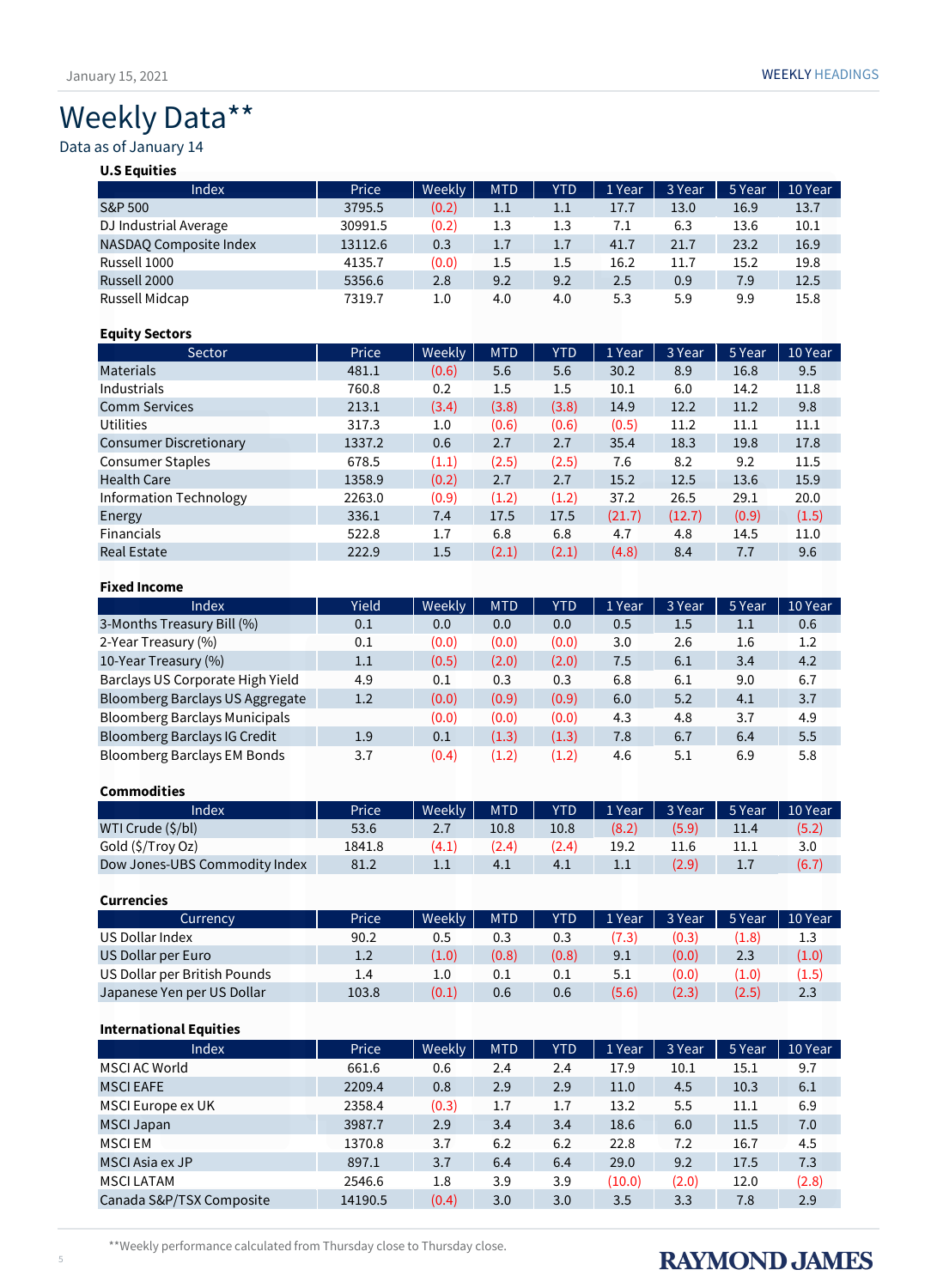# Weekly Data**

Data as of January 14

**U.S Equities**

| Index | Price | Weekly | MTD | YTD | 1 Year | 3 Year | 5 Year | 10 Year |
|---|---|---|---|---|---|---|---|---|
| S&P 500 | 3795.5 | (0.2) | 1.1 | 1.1 | 17.7 | 13.0 | 16.9 | 13.7 |
| DJ Industrial Average | 30991.5 | (0.2) | 1.3 | 1.3 | 7.1 | 6.3 | 13.6 | 10.1 |
| NASDAQ Composite Index | 13112.6 | 0.3 | 1.7 | 1.7 | 41.7 | 21.7 | 23.2 | 16.9 |
| Russell 1000 | 4135.7 | (0.0) | 1.5 | 1.5 | 16.2 | 11.7 | 15.2 | 19.8 |
| Russell 2000 | 5356.6 | 2.8 | 9.2 | 9.2 | 2.5 | 0.9 | 7.9 | 12.5 |
| Russell Midcap | 7319.7 | 1.0 | 4.0 | 4.0 | 5.3 | 5.9 | 9.9 | 15.8 |

**Equity Sectors**

| Sector | Price | Weekly | MTD | YTD | 1 Year | 3 Year | 5 Year | 10 Year |
|---|---|---|---|---|---|---|---|---|
| Materials | 481.1 | (0.6) | 5.6 | 5.6 | 30.2 | 8.9 | 16.8 | 9.5 |
| Industrials | 760.8 | 0.2 | 1.5 | 1.5 | 10.1 | 6.0 | 14.2 | 11.8 |
| Comm Services | 213.1 | (3.4) | (3.8) | (3.8) | 14.9 | 12.2 | 11.2 | 9.8 |
| Utilities | 317.3 | 1.0 | (0.6) | (0.6) | (0.5) | 11.2 | 11.1 | 11.1 |
| Consumer Discretionary | 1337.2 | 0.6 | 2.7 | 2.7 | 35.4 | 18.3 | 19.8 | 17.8 |
| Consumer Staples | 678.5 | (1.1) | (2.5) | (2.5) | 7.6 | 8.2 | 9.2 | 11.5 |
| Health Care | 1358.9 | (0.2) | 2.7 | 2.7 | 15.2 | 12.5 | 13.6 | 15.9 |
| Information Technology | 2263.0 | (0.9) | (1.2) | (1.2) | 37.2 | 26.5 | 29.1 | 20.0 |
| Energy | 336.1 | 7.4 | 17.5 | 17.5 | (21.7) | (12.7) | (0.9) | (1.5) |
| Financials | 522.8 | 1.7 | 6.8 | 6.8 | 4.7 | 4.8 | 14.5 | 11.0 |
| Real Estate | 222.9 | 1.5 | (2.1) | (2.1) | (4.8) | 8.4 | 7.7 | 9.6 |

**Fixed Income**

| Index | Yield | Weekly | MTD | YTD | 1 Year | 3 Year | 5 Year | 10 Year |
|---|---|---|---|---|---|---|---|---|
| 3-Months Treasury Bill (%) | 0.1 | 0.0 | 0.0 | 0.0 | 0.5 | 1.5 | 1.1 | 0.6 |
| 2-Year Treasury (%) | 0.1 | (0.0) | (0.0) | (0.0) | 3.0 | 2.6 | 1.6 | 1.2 |
| 10-Year Treasury (%) | 1.1 | (0.5) | (2.0) | (2.0) | 7.5 | 6.1 | 3.4 | 4.2 |
| Barclays US Corporate High Yield | 4.9 | 0.1 | 0.3 | 0.3 | 6.8 | 6.1 | 9.0 | 6.7 |
| Bloomberg Barclays US Aggregate | 1.2 | (0.0) | (0.9) | (0.9) | 6.0 | 5.2 | 4.1 | 3.7 |
| Bloomberg Barclays Municipals | | (0.0) | (0.0) | (0.0) | 4.3 | 4.8 | 3.7 | 4.9 |
| Bloomberg Barclays IG Credit | 1.9 | 0.1 | (1.3) | (1.3) | 7.8 | 6.7 | 6.4 | 5.5 |
| Bloomberg Barclays EM Bonds | 3.7 | (0.4) | (1.2) | (1.2) | 4.6 | 5.1 | 6.9 | 5.8 |

**Commodities**

| Index | Price | Weekly | MTD | YTD | 1 Year | 3 Year | 5 Year | 10 Year |
|---|---|---|---|---|---|---|---|---|
| WTI Crude ($/bl) | 53.6 | 2.7 | 10.8 | 10.8 | (8.2) | (5.9) | 11.4 | (5.2) |
| Gold ($/Troy Oz) | 1841.8 | (4.1) | (2.4) | (2.4) | 19.2 | 11.6 | 11.1 | 3.0 |
| Dow Jones-UBS Commodity Index | 81.2 | 1.1 | 4.1 | 4.1 | 1.1 | (2.9) | 1.7 | (6.7) |

**Currencies**

| Currency | Price | Weekly | MTD | YTD | 1 Year | 3 Year | 5 Year | 10 Year |
|---|---|---|---|---|---|---|---|---|
| US Dollar Index | 90.2 | 0.5 | 0.3 | 0.3 | (7.3) | (0.3) | (1.8) | 1.3 |
| US Dollar per Euro | 1.2 | (1.0) | (0.8) | (0.8) | 9.1 | (0.0) | 2.3 | (1.0) |
| US Dollar per British Pounds | 1.4 | 1.0 | 0.1 | 0.1 | 5.1 | (0.0) | (1.0) | (1.5) |
| Japanese Yen per US Dollar | 103.8 | (0.1) | 0.6 | 0.6 | (5.6) | (2.3) | (2.5) | 2.3 |

**International Equities**

| Index | Price | Weekly | MTD | YTD | 1 Year | 3 Year | 5 Year | 10 Year |
|---|---|---|---|---|---|---|---|---|
| MSCI AC World | 661.6 | 0.6 | 2.4 | 2.4 | 17.9 | 10.1 | 15.1 | 9.7 |
| MSCI EAFE | 2209.4 | 0.8 | 2.9 | 2.9 | 11.0 | 4.5 | 10.3 | 6.1 |
| MSCI Europe ex UK | 2358.4 | (0.3) | 1.7 | 1.7 | 13.2 | 5.5 | 11.1 | 6.9 |
| MSCI Japan | 3987.7 | 2.9 | 3.4 | 3.4 | 18.6 | 6.0 | 11.5 | 7.0 |
| MSCI EM | 1370.8 | 3.7 | 6.2 | 6.2 | 22.8 | 7.2 | 16.7 | 4.5 |
| MSCI Asia ex JP | 897.1 | 3.7 | 6.4 | 6.4 | 29.0 | 9.2 | 17.5 | 7.3 |
| MSCI LATAM | 2546.6 | 1.8 | 3.9 | 3.9 | (10.0) | (2.0) | 12.0 | (2.8) |
| Canada S&P/TSX Composite | 14190.5 | (0.4) | 3.0 | 3.0 | 3.5 | 3.3 | 7.8 | 2.9 |

**Weekly performance calculated from Thursday close to Thursday close.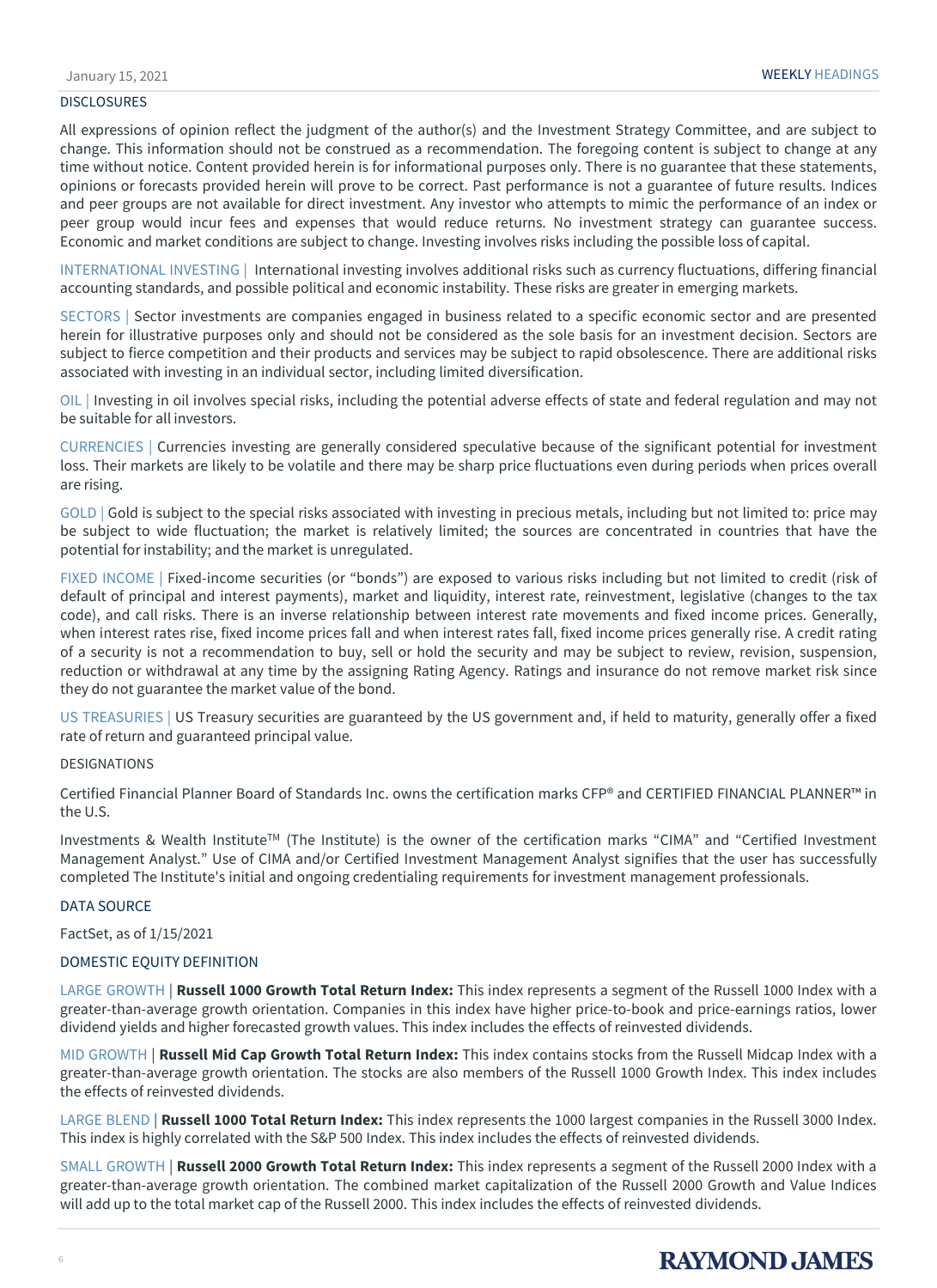## DISCLOSURES

All expressions of opinion reflect the judgment of the author(s) and the Investment Strategy Committee, and are subject to change. This information should not be construed as a recommendation. The foregoing content is subject to change at any time without notice. Content provided herein is for informational purposes only. There is no guarantee that these statements, opinions or forecasts provided herein will prove to be correct. Past performance is not a guarantee of future results. Indices and peer groups are not available for direct investment. Any investor who attempts to mimic the performance of an index or peer group would incur fees and expenses that would reduce returns. No investment strategy can guarantee success. Economic and market conditions are subject to change. Investing involves risks including the possible loss of capital.

INTERNATIONAL INVESTING | International investing involves additional risks such as currency fluctuations, differing financial accounting standards, and possible political and economic instability. These risks are greater in emerging markets.

SECTORS | Sector investments are companies engaged in business related to a specific economic sector and are presented herein for illustrative purposes only and should not be considered as the sole basis for an investment decision. Sectors are subject to fierce competition and their products and services may be subject to rapid obsolescence. There are additional risks associated with investing in an individual sector, including limited diversification.

OIL | Investing in oil involves special risks, including the potential adverse effects of state and federal regulation and may not be suitable for all investors.

CURRENCIES | Currencies investing are generally considered speculative because of the significant potential for investment loss. Their markets are likely to be volatile and there may be sharp price fluctuations even during periods when prices overall are rising.

GOLD | Gold is subject to the special risks associated with investing in precious metals, including but not limited to: price may be subject to wide fluctuation; the market is relatively limited; the sources are concentrated in countries that have the potential for instability; and the market is unregulated.

FIXED INCOME | Fixed-income securities (or "bonds") are exposed to various risks including but not limited to credit (risk of default of principal and interest payments), market and liquidity, interest rate, reinvestment, legislative (changes to the tax code), and call risks. There is an inverse relationship between interest rate movements and fixed income prices. Generally, when interest rates rise, fixed income prices fall and when interest rates fall, fixed income prices generally rise. A credit rating of a security is not a recommendation to buy, sell or hold the security and may be subject to review, revision, suspension, reduction or withdrawal at any time by the assigning Rating Agency. Ratings and insurance do not remove market risk since they do not guarantee the market value of the bond.

US TREASURIES | US Treasury securities are guaranteed by the US government and, if held to maturity, generally offer a fixed rate of return and guaranteed principal value.

## DESIGNATIONS

Certified Financial Planner Board of Standards Inc. owns the certification marks CFP® and CERTIFIED FINANCIAL PLANNER™ in the U.S.

Investments & Wealth Institute™ (The Institute) is the owner of the certification marks "CIMA" and "Certified Investment Management Analyst." Use of CIMA and/or Certified Investment Management Analyst signifies that the user has successfully completed The Institute's initial and ongoing credentialing requirements for investment management professionals.

## DATA SOURCE

FactSet, as of 1/15/2021

## DOMESTIC EQUITY DEFINITION

LARGE GROWTH | **Russell 1000 Growth Total Return Index:** This index represents a segment of the Russell 1000 Index with a greater-than-average growth orientation. Companies in this index have higher price-to-book and price-earnings ratios, lower dividend yields and higher forecasted growth values. This index includes the effects of reinvested dividends.

MID GROWTH | **Russell Mid Cap Growth Total Return Index:** This index contains stocks from the Russell Midcap Index with a greater-than-average growth orientation. The stocks are also members of the Russell 1000 Growth Index. This index includes the effects of reinvested dividends.

LARGE BLEND | **Russell 1000 Total Return Index:** This index represents the 1000 largest companies in the Russell 3000 Index. This index is highly correlated with the S&P 500 Index. This index includes the effects of reinvested dividends.

SMALL GROWTH | **Russell 2000 Growth Total Return Index:** This index represents a segment of the Russell 2000 Index with a greater-than-average growth orientation. The combined market capitalization of the Russell 2000 Growth and Value Indices will add up to the total market cap of the Russell 2000. This index includes the effects of reinvested dividends.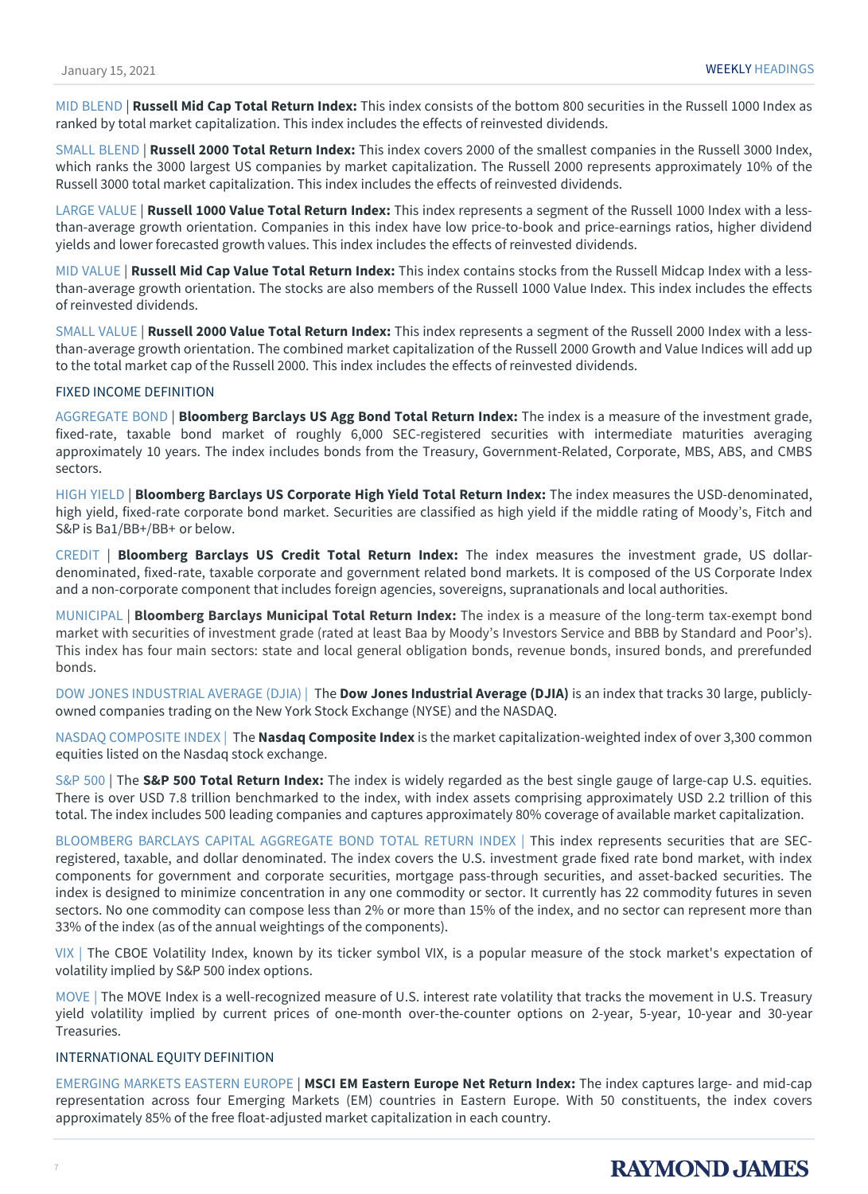MID BLEND | **Russell Mid Cap Total Return Index:** This index consists of the bottom 800 securities in the Russell 1000 Index as ranked by total market capitalization. This index includes the effects of reinvested dividends.

SMALL BLEND | **Russell 2000 Total Return Index:** This index covers 2000 of the smallest companies in the Russell 3000 Index, which ranks the 3000 largest US companies by market capitalization. The Russell 2000 represents approximately 10% of the Russell 3000 total market capitalization. This index includes the effects of reinvested dividends.

LARGE VALUE | **Russell 1000 Value Total Return Index:** This index represents a segment of the Russell 1000 Index with a less-than-average growth orientation. Companies in this index have low price-to-book and price-earnings ratios, higher dividend yields and lower forecasted growth values. This index includes the effects of reinvested dividends.

MID VALUE | **Russell Mid Cap Value Total Return Index:** This index contains stocks from the Russell Midcap Index with a less-than-average growth orientation. The stocks are also members of the Russell 1000 Value Index. This index includes the effects of reinvested dividends.

SMALL VALUE | **Russell 2000 Value Total Return Index:** This index represents a segment of the Russell 2000 Index with a less-than-average growth orientation. The combined market capitalization of the Russell 2000 Growth and Value Indices will add up to the total market cap of the Russell 2000. This index includes the effects of reinvested dividends.

## FIXED INCOME DEFINITION

AGGREGATE BOND | **Bloomberg Barclays US Agg Bond Total Return Index:** The index is a measure of the investment grade, fixed-rate, taxable bond market of roughly 6,000 SEC-registered securities with intermediate maturities averaging approximately 10 years. The index includes bonds from the Treasury, Government-Related, Corporate, MBS, ABS, and CMBS sectors.

HIGH YIELD | **Bloomberg Barclays US Corporate High Yield Total Return Index:** The index measures the USD-denominated, high yield, fixed-rate corporate bond market. Securities are classified as high yield if the middle rating of Moody's, Fitch and S&P is Ba1/BB+/BB+ or below.

CREDIT | **Bloomberg Barclays US Credit Total Return Index:** The index measures the investment grade, US dollar-denominated, fixed-rate, taxable corporate and government related bond markets. It is composed of the US Corporate Index and a non-corporate component that includes foreign agencies, sovereigns, supranationals and local authorities.

MUNICIPAL | **Bloomberg Barclays Municipal Total Return Index:** The index is a measure of the long-term tax-exempt bond market with securities of investment grade (rated at least Baa by Moody's Investors Service and BBB by Standard and Poor's). This index has four main sectors: state and local general obligation bonds, revenue bonds, insured bonds, and prerefunded bonds.

DOW JONES INDUSTRIAL AVERAGE (DJIA) | The **Dow Jones Industrial Average (DJIA)** is an index that tracks 30 large, publicly-owned companies trading on the New York Stock Exchange (NYSE) and the NASDAQ.

NASDAQ COMPOSITE INDEX | The **Nasdaq Composite Index** is the market capitalization-weighted index of over 3,300 common equities listed on the Nasdaq stock exchange.

S&P 500 | The **S&P 500 Total Return Index:** The index is widely regarded as the best single gauge of large-cap U.S. equities. There is over USD 7.8 trillion benchmarked to the index, with index assets comprising approximately USD 2.2 trillion of this total. The index includes 500 leading companies and captures approximately 80% coverage of available market capitalization.

BLOOMBERG BARCLAYS CAPITAL AGGREGATE BOND TOTAL RETURN INDEX | This index represents securities that are SEC-registered, taxable, and dollar denominated. The index covers the U.S. investment grade fixed rate bond market, with index components for government and corporate securities, mortgage pass-through securities, and asset-backed securities. The index is designed to minimize concentration in any one commodity or sector. It currently has 22 commodity futures in seven sectors. No one commodity can compose less than 2% or more than 15% of the index, and no sector can represent more than 33% of the index (as of the annual weightings of the components).

VIX | The CBOE Volatility Index, known by its ticker symbol VIX, is a popular measure of the stock market's expectation of volatility implied by S&P 500 index options.

MOVE | The MOVE Index is a well-recognized measure of U.S. interest rate volatility that tracks the movement in U.S. Treasury yield volatility implied by current prices of one-month over-the-counter options on 2-year, 5-year, 10-year and 30-year Treasuries.

## INTERNATIONAL EQUITY DEFINITION

EMERGING MARKETS EASTERN EUROPE | **MSCI EM Eastern Europe Net Return Index:** The index captures large- and mid-cap representation across four Emerging Markets (EM) countries in Eastern Europe. With 50 constituents, the index covers approximately 85% of the free float-adjusted market capitalization in each country.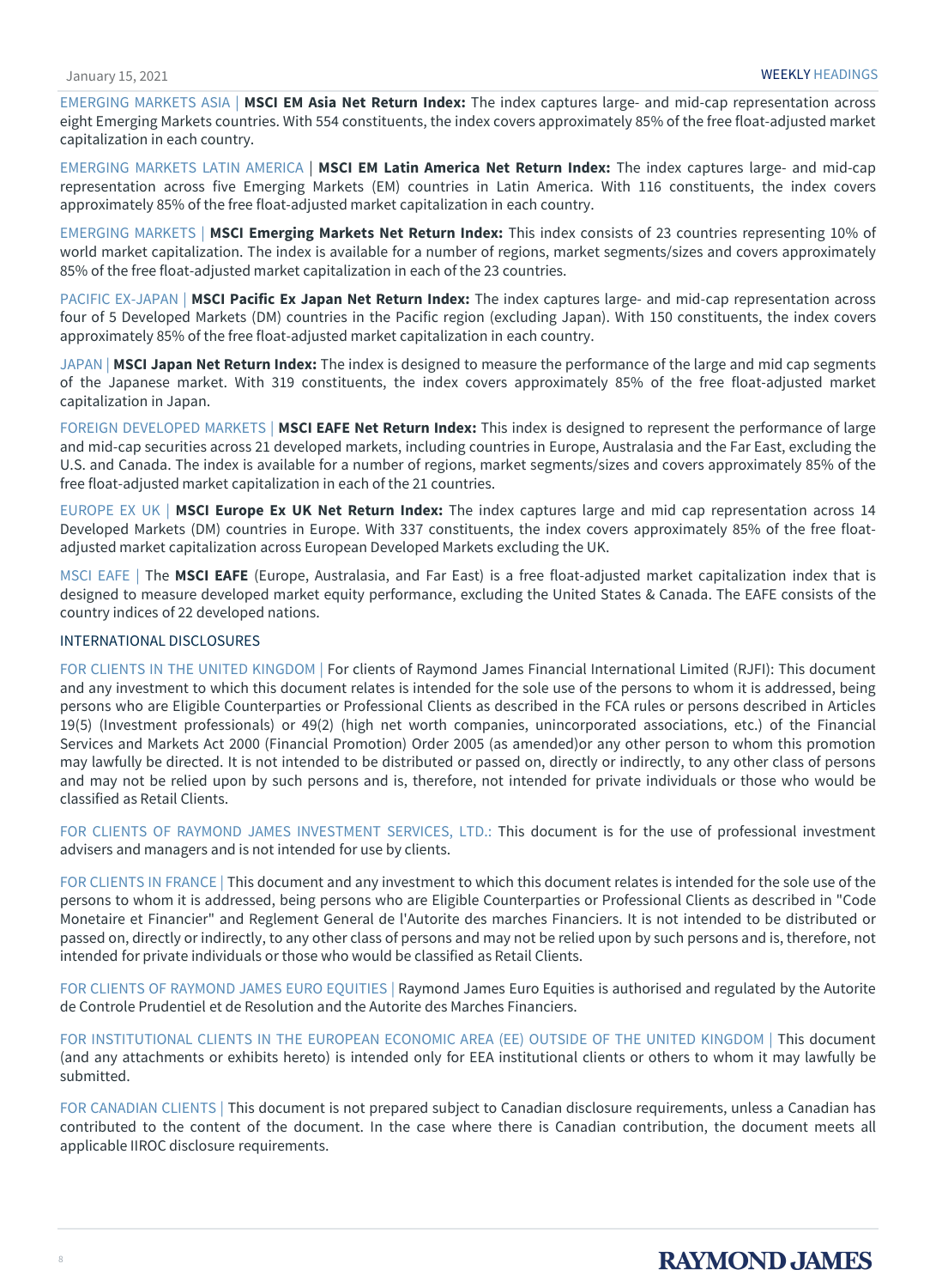EMERGING MARKETS ASIA | **MSCI EM Asia Net Return Index:** The index captures large- and mid-cap representation across eight Emerging Markets countries. With 554 constituents, the index covers approximately 85% of the free float-adjusted market capitalization in each country.

EMERGING MARKETS LATIN AMERICA | **MSCI EM Latin America Net Return Index:** The index captures large- and mid-cap representation across five Emerging Markets (EM) countries in Latin America. With 116 constituents, the index covers approximately 85% of the free float-adjusted market capitalization in each country.

EMERGING MARKETS | **MSCI Emerging Markets Net Return Index:** This index consists of 23 countries representing 10% of world market capitalization. The index is available for a number of regions, market segments/sizes and covers approximately 85% of the free float-adjusted market capitalization in each of the 23 countries.

PACIFIC EX-JAPAN | **MSCI Pacific Ex Japan Net Return Index:** The index captures large- and mid-cap representation across four of 5 Developed Markets (DM) countries in the Pacific region (excluding Japan). With 150 constituents, the index covers approximately 85% of the free float-adjusted market capitalization in each country.

JAPAN | **MSCI Japan Net Return Index:** The index is designed to measure the performance of the large and mid cap segments of the Japanese market. With 319 constituents, the index covers approximately 85% of the free float-adjusted market capitalization in Japan.

FOREIGN DEVELOPED MARKETS | **MSCI EAFE Net Return Index:** This index is designed to represent the performance of large and mid-cap securities across 21 developed markets, including countries in Europe, Australasia and the Far East, excluding the U.S. and Canada. The index is available for a number of regions, market segments/sizes and covers approximately 85% of the free float-adjusted market capitalization in each of the 21 countries.

EUROPE EX UK | **MSCI Europe Ex UK Net Return Index:** The index captures large and mid cap representation across 14 Developed Markets (DM) countries in Europe. With 337 constituents, the index covers approximately 85% of the free float-adjusted market capitalization across European Developed Markets excluding the UK.

MSCI EAFE | The **MSCI EAFE** (Europe, Australasia, and Far East) is a free float-adjusted market capitalization index that is designed to measure developed market equity performance, excluding the United States & Canada. The EAFE consists of the country indices of 22 developed nations.

## INTERNATIONAL DISCLOSURES

FOR CLIENTS IN THE UNITED KINGDOM | For clients of Raymond James Financial International Limited (RJFI): This document and any investment to which this document relates is intended for the sole use of the persons to whom it is addressed, being persons who are Eligible Counterparties or Professional Clients as described in the FCA rules or persons described in Articles 19(5) (Investment professionals) or 49(2) (high net worth companies, unincorporated associations, etc.) of the Financial Services and Markets Act 2000 (Financial Promotion) Order 2005 (as amended)or any other person to whom this promotion may lawfully be directed. It is not intended to be distributed or passed on, directly or indirectly, to any other class of persons and may not be relied upon by such persons and is, therefore, not intended for private individuals or those who would be classified as Retail Clients.

FOR CLIENTS OF RAYMOND JAMES INVESTMENT SERVICES, LTD.: This document is for the use of professional investment advisers and managers and is not intended for use by clients.

FOR CLIENTS IN FRANCE | This document and any investment to which this document relates is intended for the sole use of the persons to whom it is addressed, being persons who are Eligible Counterparties or Professional Clients as described in "Code Monetaire et Financier" and Reglement General de l'Autorite des marches Financiers. It is not intended to be distributed or passed on, directly or indirectly, to any other class of persons and may not be relied upon by such persons and is, therefore, not intended for private individuals or those who would be classified as Retail Clients.

FOR CLIENTS OF RAYMOND JAMES EURO EQUITIES | Raymond James Euro Equities is authorised and regulated by the Autorite de Controle Prudentiel et de Resolution and the Autorite des Marches Financiers.

FOR INSTITUTIONAL CLIENTS IN THE EUROPEAN ECONOMIC AREA (EE) OUTSIDE OF THE UNITED KINGDOM | This document (and any attachments or exhibits hereto) is intended only for EEA institutional clients or others to whom it may lawfully be submitted.

FOR CANADIAN CLIENTS | This document is not prepared subject to Canadian disclosure requirements, unless a Canadian has contributed to the content of the document. In the case where there is Canadian contribution, the document meets all applicable IIROC disclosure requirements.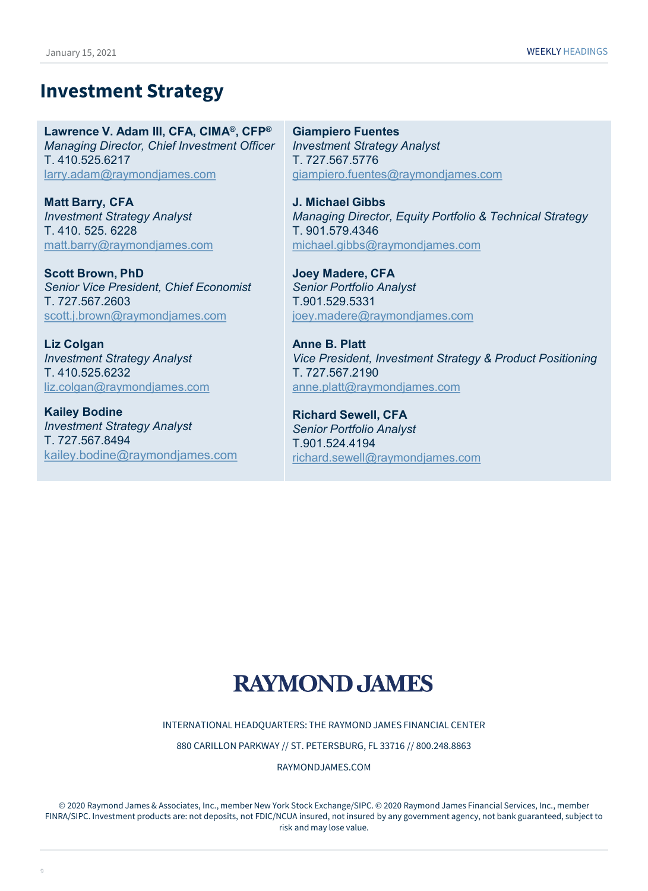# Investment Strategy

**Lawrence V. Adam III, CFA, CIMA®, CFP®**
*Managing Director, Chief Investment Officer*
T. 410.525.6217
larry.adam@raymondjames.com

**Matt Barry, CFA**
*Investment Strategy Analyst*
T. 410. 525. 6228
matt.barry@raymondjames.com

**Scott Brown, PhD**
*Senior Vice President, Chief Economist*
T. 727.567.2603
scott.j.brown@raymondjames.com

**Liz Colgan**
*Investment Strategy Analyst*
T. 410.525.6232
liz.colgan@raymondjames.com

**Kailey Bodine**
*Investment Strategy Analyst*
T. 727.567.8494
kailey.bodine@raymondjames.com

**Giampiero Fuentes**
*Investment Strategy Analyst*
T. 727.567.5776
giampiero.fuentes@raymondjames.com

**J. Michael Gibbs**
*Managing Director, Equity Portfolio & Technical Strategy*
T. 901.579.4346
michael.gibbs@raymondjames.com

**Joey Madere, CFA**
*Senior Portfolio Analyst*
T.901.529.5331
joey.madere@raymondjames.com

**Anne B. Platt**
*Vice President, Investment Strategy & Product Positioning*
T. 727.567.2190
anne.platt@raymondjames.com

**Richard Sewell, CFA**
*Senior Portfolio Analyst*
T.901.524.4194
richard.sewell@raymondjames.com

**RAYMOND JAMES**

INTERNATIONAL HEADQUARTERS: THE RAYMOND JAMES FINANCIAL CENTER

880 CARILLON PARKWAY // ST. PETERSBURG, FL 33716 // 800.248.8863

RAYMONDJAMES.COM

© 2020 Raymond James & Associates, Inc., member New York Stock Exchange/SIPC. © 2020 Raymond James Financial Services, Inc., member FINRA/SIPC. Investment products are: not deposits, not FDIC/NCUA insured, not insured by any government agency, not bank guaranteed, subject to risk and may lose value.